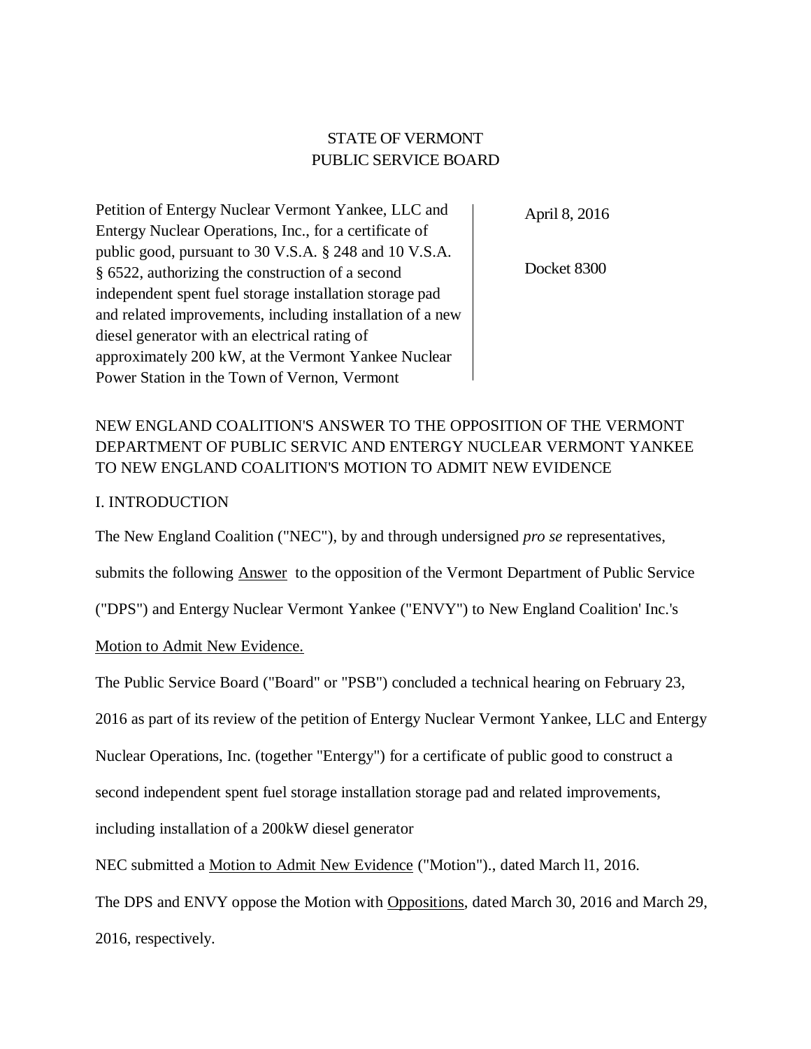STATE OF VERMONT
PUBLIC SERVICE BOARD

| | |
|---|---|
| Petition of Entergy Nuclear Vermont Yankee, LLC and Entergy Nuclear Operations, Inc., for a certificate of public good, pursuant to 30 V.S.A. § 248 and 10 V.S.A. § 6522, authorizing the construction of a second independent spent fuel storage installation storage pad and related improvements, including installation of a new diesel generator with an electrical rating of approximately 200 kW, at the Vermont Yankee Nuclear Power Station in the Town of Vernon, Vermont | April 8, 2016<br><br>Docket 8300 |

NEW ENGLAND COALITION'S ANSWER TO THE OPPOSITION OF THE VERMONT DEPARTMENT OF PUBLIC SERVIC AND ENTERGY NUCLEAR VERMONT YANKEE TO NEW ENGLAND COALITION'S MOTION TO ADMIT NEW EVIDENCE

I. INTRODUCTION

The New England Coalition ("NEC"), by and through undersigned *pro se* representatives, submits the following Answer to the opposition of the Vermont Department of Public Service ("DPS") and Entergy Nuclear Vermont Yankee ("ENVY") to New England Coalition' Inc.'s Motion to Admit New Evidence.

The Public Service Board ("Board" or "PSB") concluded a technical hearing on February 23, 2016 as part of its review of the petition of Entergy Nuclear Vermont Yankee, LLC and Entergy Nuclear Operations, Inc. (together "Entergy") for a certificate of public good to construct a second independent spent fuel storage installation storage pad and related improvements, including installation of a 200kW diesel generator

NEC submitted a Motion to Admit New Evidence ("Motion")., dated March l1, 2016.

The DPS and ENVY oppose the Motion with Oppositions, dated March 30, 2016 and March 29, 2016, respectively.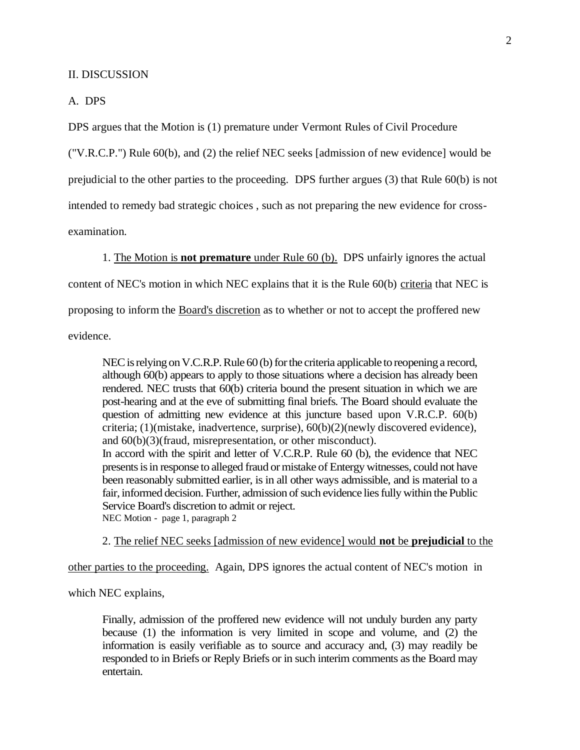II. DISCUSSION

A. DPS

DPS argues that the Motion is (1) premature under Vermont Rules of Civil Procedure ("V.R.C.P.") Rule 60(b), and (2) the relief NEC seeks [admission of new evidence] would be prejudicial to the other parties to the proceeding. DPS further argues (3) that Rule 60(b) is not intended to remedy bad strategic choices , such as not preparing the new evidence for cross-examination.

1. <u>The Motion is **not premature** under Rule 60 (b).</u> DPS unfairly ignores the actual content of NEC's motion in which NEC explains that it is the Rule 60(b) <u>criteria</u> that NEC is proposing to inform the <u>Board's discretion</u> as to whether or not to accept the proffered new evidence.

> NEC is relying on V.C.R.P. Rule 60 (b) for the criteria applicable to reopening a record, although 60(b) appears to apply to those situations where a decision has already been rendered. NEC trusts that 60(b) criteria bound the present situation in which we are post-hearing and at the eve of submitting final briefs. The Board should evaluate the question of admitting new evidence at this juncture based upon V.R.C.P. 60(b) criteria; (1)(mistake, inadvertence, surprise), 60(b)(2)(newly discovered evidence), and 60(b)(3)(fraud, misrepresentation, or other misconduct).
> In accord with the spirit and letter of V.C.R.P. Rule 60 (b), the evidence that NEC presents is in response to alleged fraud or mistake of Entergy witnesses, could not have been reasonably submitted earlier, is in all other ways admissible, and is material to a fair, informed decision. Further, admission of such evidence lies fully within the Public Service Board's discretion to admit or reject.
> NEC Motion - page 1, paragraph 2

2. <u>The relief NEC seeks [admission of new evidence] would **not** be **prejudicial** to the other parties to the proceeding.</u> Again, DPS ignores the actual content of NEC's motion in which NEC explains,

> Finally, admission of the proffered new evidence will not unduly burden any party because (1) the information is very limited in scope and volume, and (2) the information is easily verifiable as to source and accuracy and, (3) may readily be responded to in Briefs or Reply Briefs or in such interim comments as the Board may entertain.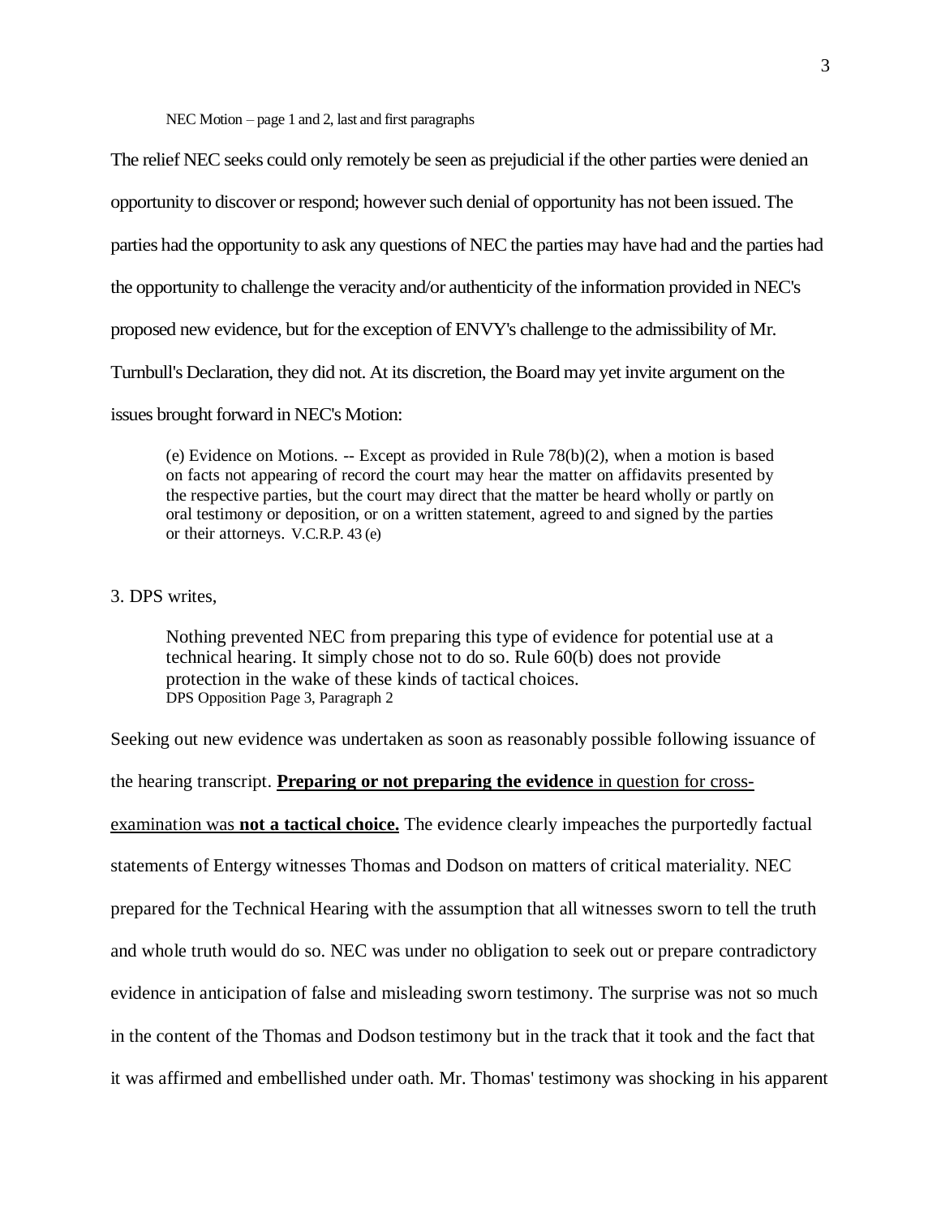NEC Motion – page 1 and 2, last and first paragraphs

The relief NEC seeks could only remotely be seen as prejudicial if the other parties were denied an opportunity to discover or respond; however such denial of opportunity has not been issued. The parties had the opportunity to ask any questions of NEC the parties may have had and the parties had the opportunity to challenge the veracity and/or authenticity of the information provided in NEC's proposed new evidence, but for the exception of ENVY's challenge to the admissibility of Mr. Turnbull's Declaration, they did not. At its discretion, the Board may yet invite argument on the issues brought forward in NEC's Motion:

> (e) Evidence on Motions. -- Except as provided in Rule 78(b)(2), when a motion is based on facts not appearing of record the court may hear the matter on affidavits presented by the respective parties, but the court may direct that the matter be heard wholly or partly on oral testimony or deposition, or on a written statement, agreed to and signed by the parties or their attorneys. V.C.R.P. 43 (e)

3. DPS writes,

> Nothing prevented NEC from preparing this type of evidence for potential use at a technical hearing. It simply chose not to do so. Rule 60(b) does not provide protection in the wake of these kinds of tactical choices.
> DPS Opposition Page 3, Paragraph 2

Seeking out new evidence was undertaken as soon as reasonably possible following issuance of the hearing transcript. <u>**Preparing or not preparing the evidence** in question for cross-examination was **not a tactical choice.**</u> The evidence clearly impeaches the purportedly factual statements of Entergy witnesses Thomas and Dodson on matters of critical materiality. NEC prepared for the Technical Hearing with the assumption that all witnesses sworn to tell the truth and whole truth would do so. NEC was under no obligation to seek out or prepare contradictory evidence in anticipation of false and misleading sworn testimony. The surprise was not so much in the content of the Thomas and Dodson testimony but in the track that it took and the fact that it was affirmed and embellished under oath. Mr. Thomas' testimony was shocking in his apparent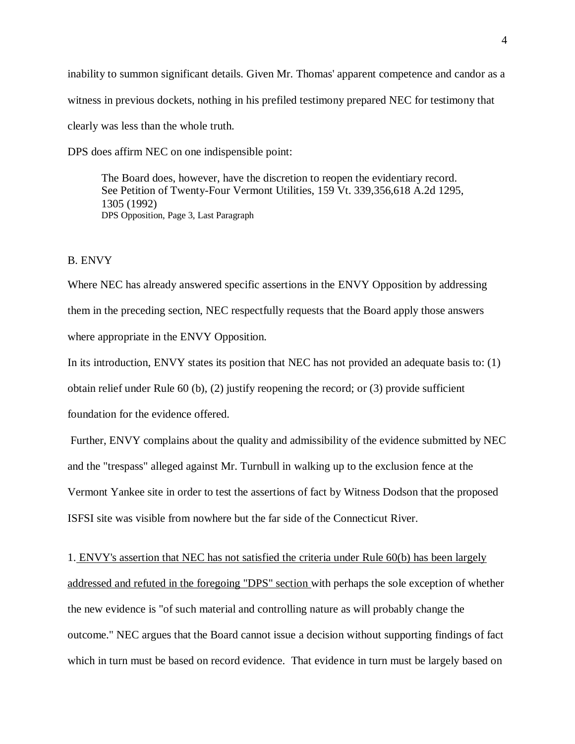inability to summon significant details. Given Mr. Thomas' apparent competence and candor as a witness in previous dockets, nothing in his prefiled testimony prepared NEC for testimony that clearly was less than the whole truth.

DPS does affirm NEC on one indispensible point:

> The Board does, however, have the discretion to reopen the evidentiary record. See Petition of Twenty-Four Vermont Utilities, 159 Vt. 339,356,618 A.2d 1295, 1305 (1992)
> DPS Opposition, Page 3, Last Paragraph

B. ENVY

Where NEC has already answered specific assertions in the ENVY Opposition by addressing them in the preceding section, NEC respectfully requests that the Board apply those answers where appropriate in the ENVY Opposition.

In its introduction, ENVY states its position that NEC has not provided an adequate basis to: (1) obtain relief under Rule 60 (b), (2) justify reopening the record; or (3) provide sufficient foundation for the evidence offered.

Further, ENVY complains about the quality and admissibility of the evidence submitted by NEC and the "trespass" alleged against Mr. Turnbull in walking up to the exclusion fence at the Vermont Yankee site in order to test the assertions of fact by Witness Dodson that the proposed ISFSI site was visible from nowhere but the far side of the Connecticut River.

1. <u>ENVY's assertion that NEC has not satisfied the criteria under Rule 60(b) has been largely addressed and refuted in the foregoing "DPS" section</u> with perhaps the sole exception of whether the new evidence is "of such material and controlling nature as will probably change the outcome." NEC argues that the Board cannot issue a decision without supporting findings of fact which in turn must be based on record evidence. That evidence in turn must be largely based on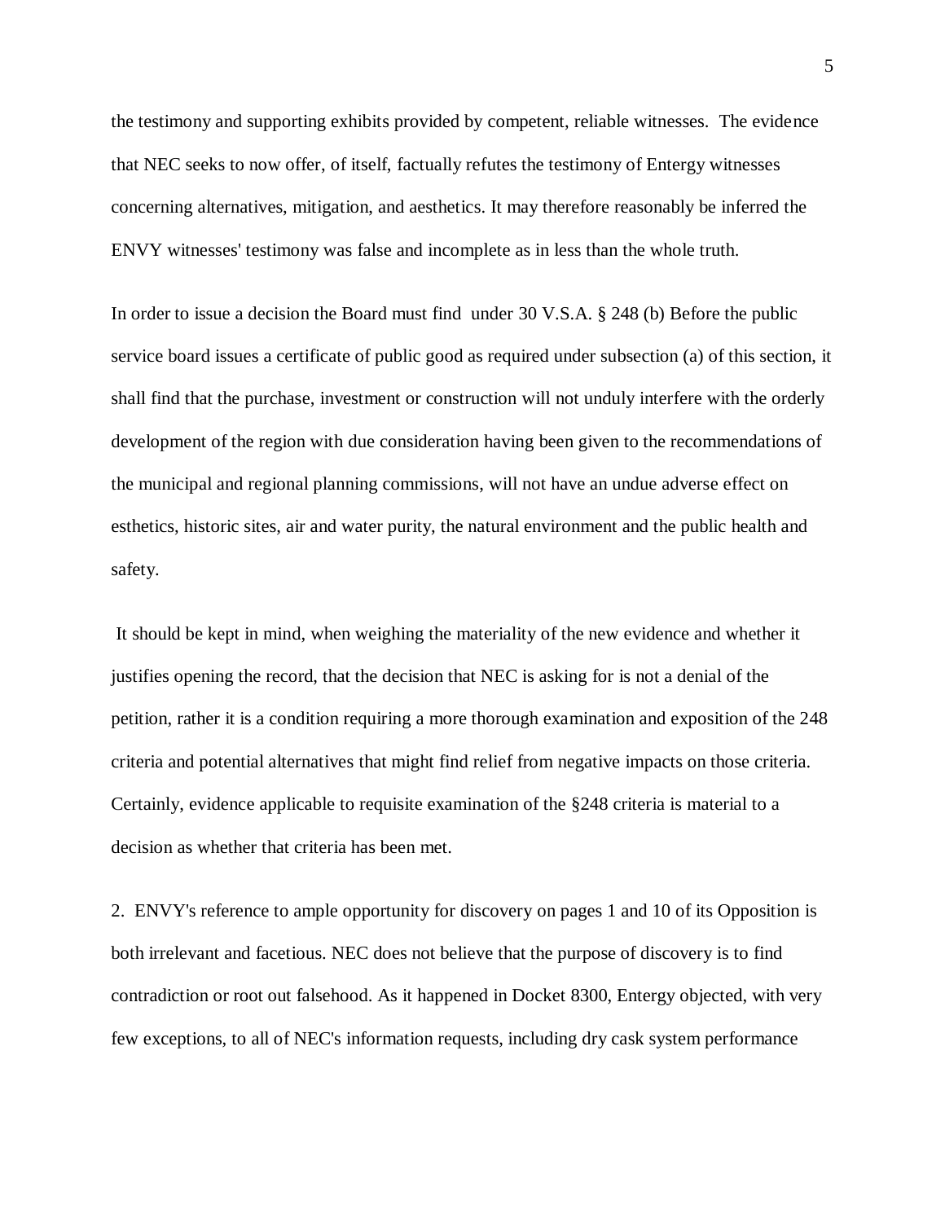the testimony and supporting exhibits provided by competent, reliable witnesses. The evidence that NEC seeks to now offer, of itself, factually refutes the testimony of Entergy witnesses concerning alternatives, mitigation, and aesthetics. It may therefore reasonably be inferred the ENVY witnesses' testimony was false and incomplete as in less than the whole truth.

In order to issue a decision the Board must find under 30 V.S.A. § 248 (b) Before the public service board issues a certificate of public good as required under subsection (a) of this section, it shall find that the purchase, investment or construction will not unduly interfere with the orderly development of the region with due consideration having been given to the recommendations of the municipal and regional planning commissions, will not have an undue adverse effect on esthetics, historic sites, air and water purity, the natural environment and the public health and safety.

It should be kept in mind, when weighing the materiality of the new evidence and whether it justifies opening the record, that the decision that NEC is asking for is not a denial of the petition, rather it is a condition requiring a more thorough examination and exposition of the 248 criteria and potential alternatives that might find relief from negative impacts on those criteria. Certainly, evidence applicable to requisite examination of the §248 criteria is material to a decision as whether that criteria has been met.

2. ENVY's reference to ample opportunity for discovery on pages 1 and 10 of its Opposition is both irrelevant and facetious. NEC does not believe that the purpose of discovery is to find contradiction or root out falsehood. As it happened in Docket 8300, Entergy objected, with very few exceptions, to all of NEC's information requests, including dry cask system performance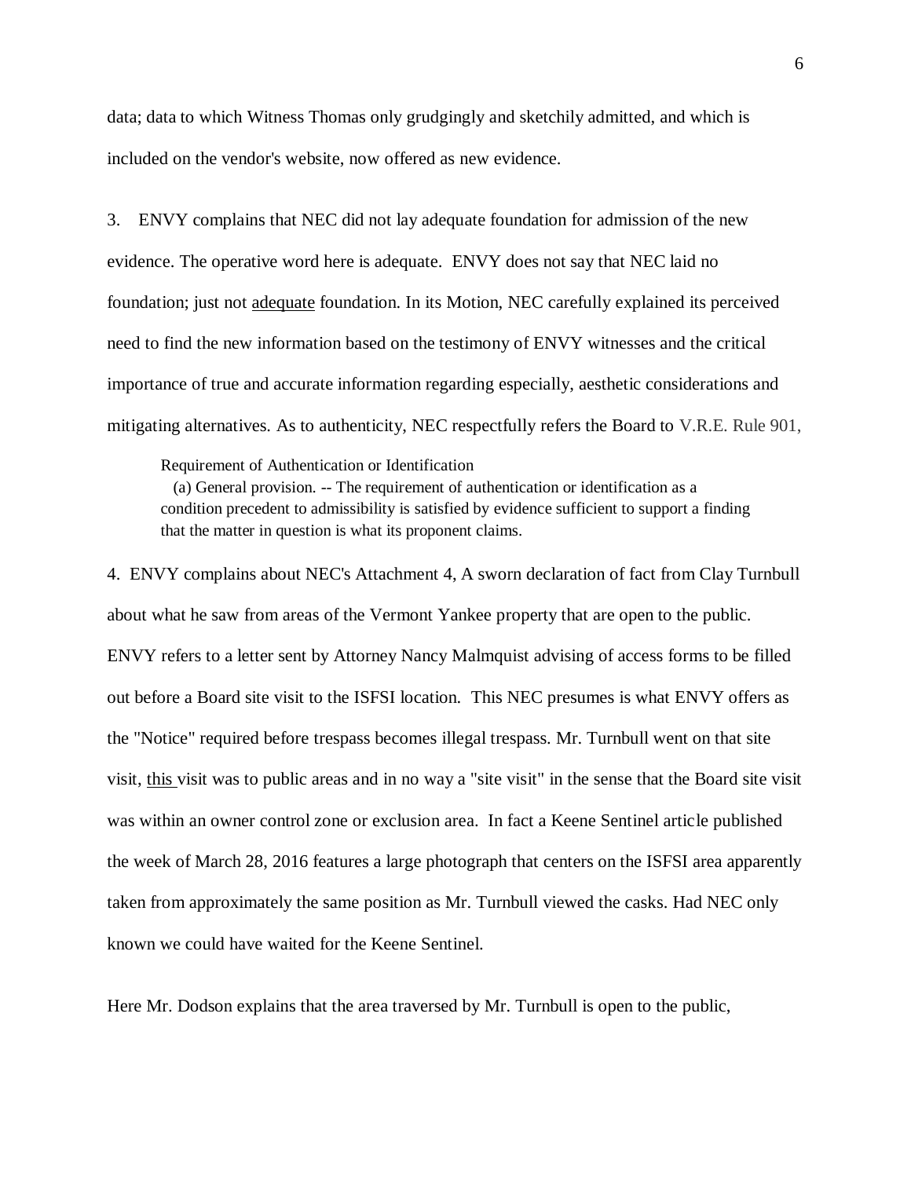data; data to which Witness Thomas only grudgingly and sketchily admitted, and which is included on the vendor's website, now offered as new evidence.

3. ENVY complains that NEC did not lay adequate foundation for admission of the new evidence. The operative word here is adequate. ENVY does not say that NEC laid no foundation; just not <u>adequate</u> foundation. In its Motion, NEC carefully explained its perceived need to find the new information based on the testimony of ENVY witnesses and the critical importance of true and accurate information regarding especially, aesthetic considerations and mitigating alternatives. As to authenticity, NEC respectfully refers the Board to V.R.E. Rule 901,

> Requirement of Authentication or Identification
> (a) General provision. -- The requirement of authentication or identification as a condition precedent to admissibility is satisfied by evidence sufficient to support a finding that the matter in question is what its proponent claims.

4. ENVY complains about NEC's Attachment 4, A sworn declaration of fact from Clay Turnbull about what he saw from areas of the Vermont Yankee property that are open to the public. ENVY refers to a letter sent by Attorney Nancy Malmquist advising of access forms to be filled out before a Board site visit to the ISFSI location. This NEC presumes is what ENVY offers as the "Notice" required before trespass becomes illegal trespass. Mr. Turnbull went on that site visit, <u>this</u> visit was to public areas and in no way a "site visit" in the sense that the Board site visit was within an owner control zone or exclusion area. In fact a Keene Sentinel article published the week of March 28, 2016 features a large photograph that centers on the ISFSI area apparently taken from approximately the same position as Mr. Turnbull viewed the casks. Had NEC only known we could have waited for the Keene Sentinel.

Here Mr. Dodson explains that the area traversed by Mr. Turnbull is open to the public,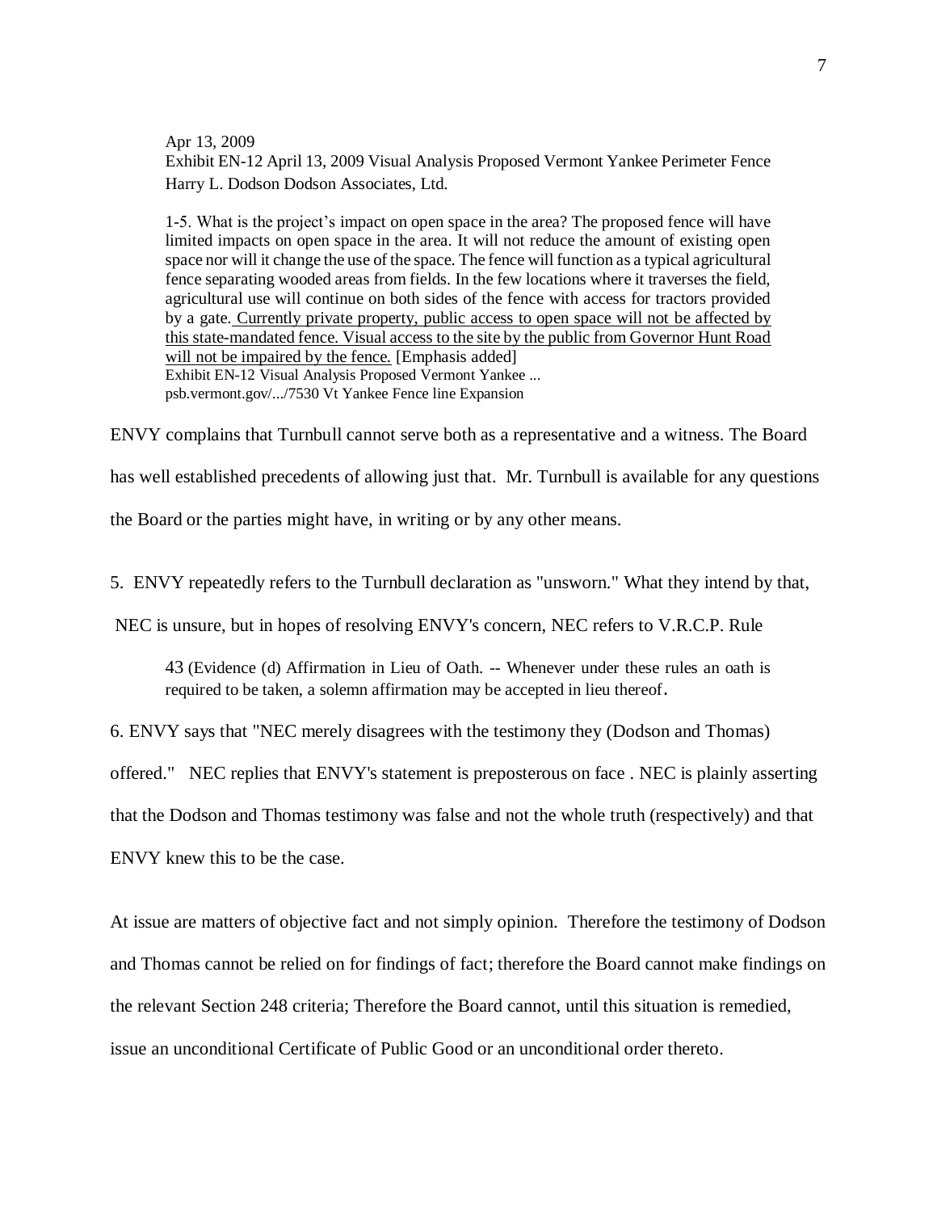> Apr 13, 2009
> Exhibit EN-12 April 13, 2009 Visual Analysis Proposed Vermont Yankee Perimeter Fence Harry L. Dodson Dodson Associates, Ltd.
>
> 1-5. What is the project's impact on open space in the area? The proposed fence will have limited impacts on open space in the area. It will not reduce the amount of existing open space nor will it change the use of the space. The fence will function as a typical agricultural fence separating wooded areas from fields. In the few locations where it traverses the field, agricultural use will continue on both sides of the fence with access for tractors provided by a gate. <u>Currently private property, public access to open space will not be affected by this state-mandated fence. Visual access to the site by the public from Governor Hunt Road will not be impaired by the fence.</u> [Emphasis added]
> Exhibit EN-12 Visual Analysis Proposed Vermont Yankee ...
> psb.vermont.gov/.../7530 Vt Yankee Fence line Expansion

ENVY complains that Turnbull cannot serve both as a representative and a witness. The Board has well established precedents of allowing just that. Mr. Turnbull is available for any questions the Board or the parties might have, in writing or by any other means.

5. ENVY repeatedly refers to the Turnbull declaration as "unsworn." What they intend by that, NEC is unsure, but in hopes of resolving ENVY's concern, NEC refers to V.R.C.P. Rule

> 43 (Evidence (d) Affirmation in Lieu of Oath. -- Whenever under these rules an oath is required to be taken, a solemn affirmation may be accepted in lieu thereof.

6. ENVY says that "NEC merely disagrees with the testimony they (Dodson and Thomas) offered." NEC replies that ENVY's statement is preposterous on face . NEC is plainly asserting that the Dodson and Thomas testimony was false and not the whole truth (respectively) and that ENVY knew this to be the case.

At issue are matters of objective fact and not simply opinion. Therefore the testimony of Dodson and Thomas cannot be relied on for findings of fact; therefore the Board cannot make findings on the relevant Section 248 criteria; Therefore the Board cannot, until this situation is remedied, issue an unconditional Certificate of Public Good or an unconditional order thereto.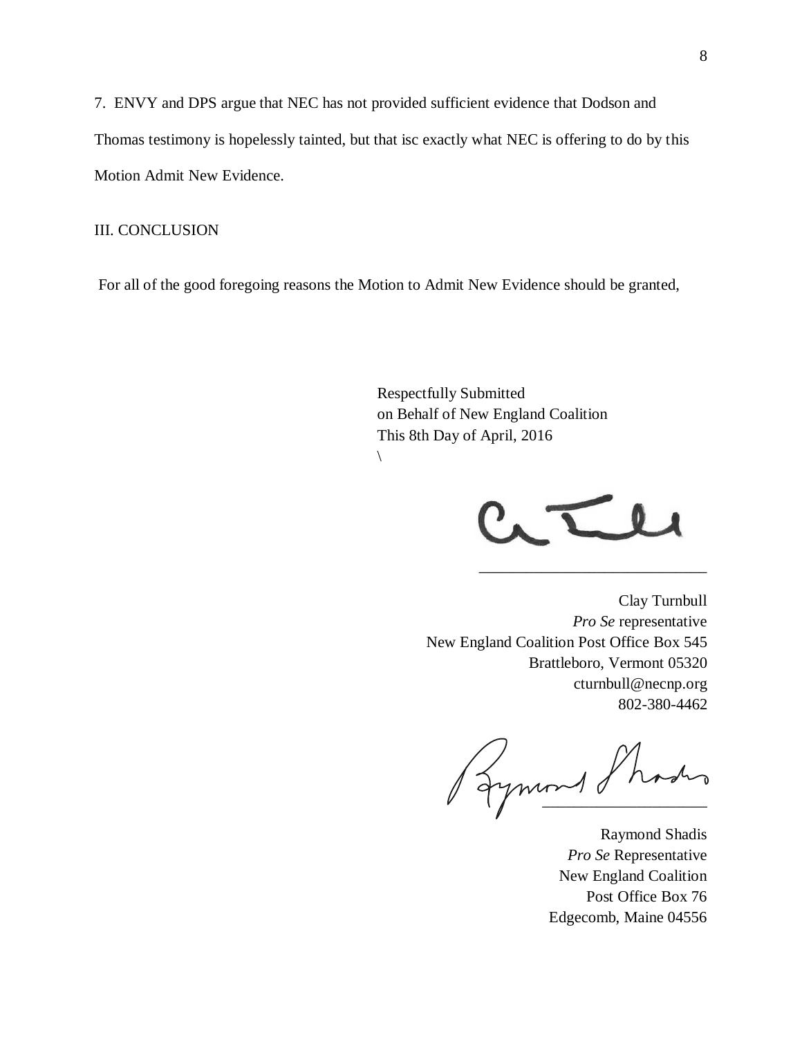7. ENVY and DPS argue that NEC has not provided sufficient evidence that Dodson and Thomas testimony is hopelessly tainted, but that isc exactly what NEC is offering to do by this Motion Admit New Evidence.

III. CONCLUSION

For all of the good foregoing reasons the Motion to Admit New Evidence should be granted,

Respectfully Submitted
on Behalf of New England Coalition
This 8th Day of April, 2016
\

\_\_\_\_\_\_\_\_\_\_\_\_\_\_\_\_\_\_\_\_\_\_\_\_\_\_\_\_

Clay Turnbull
*Pro Se* representative
New England Coalition Post Office Box 545
Brattleboro, Vermont 05320
cturnbull@necnp.org
802-380-4462

\_\_\_\_\_\_\_\_\_\_\_\_\_\_\_\_\_\_\_\_\_\_\_\_\_\_\_\_

Raymond Shadis
*Pro Se* Representative
New England Coalition
Post Office Box 76
Edgecomb, Maine 04556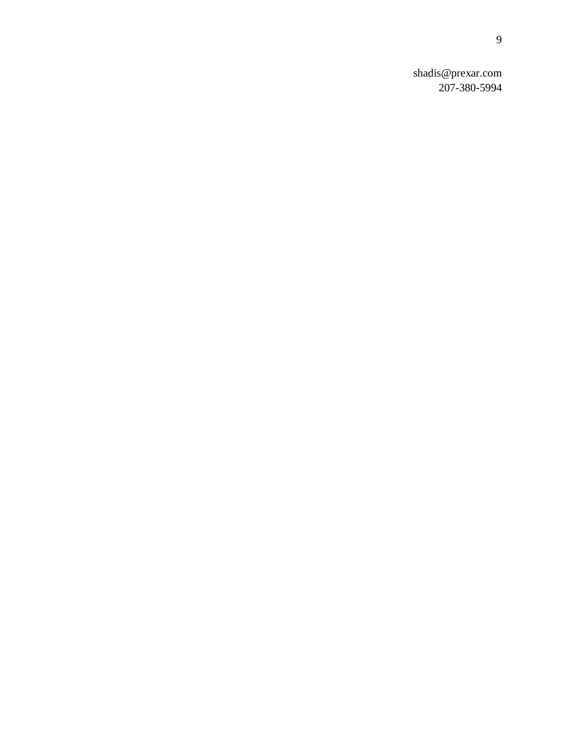shadis@prexar.com
207-380-5994